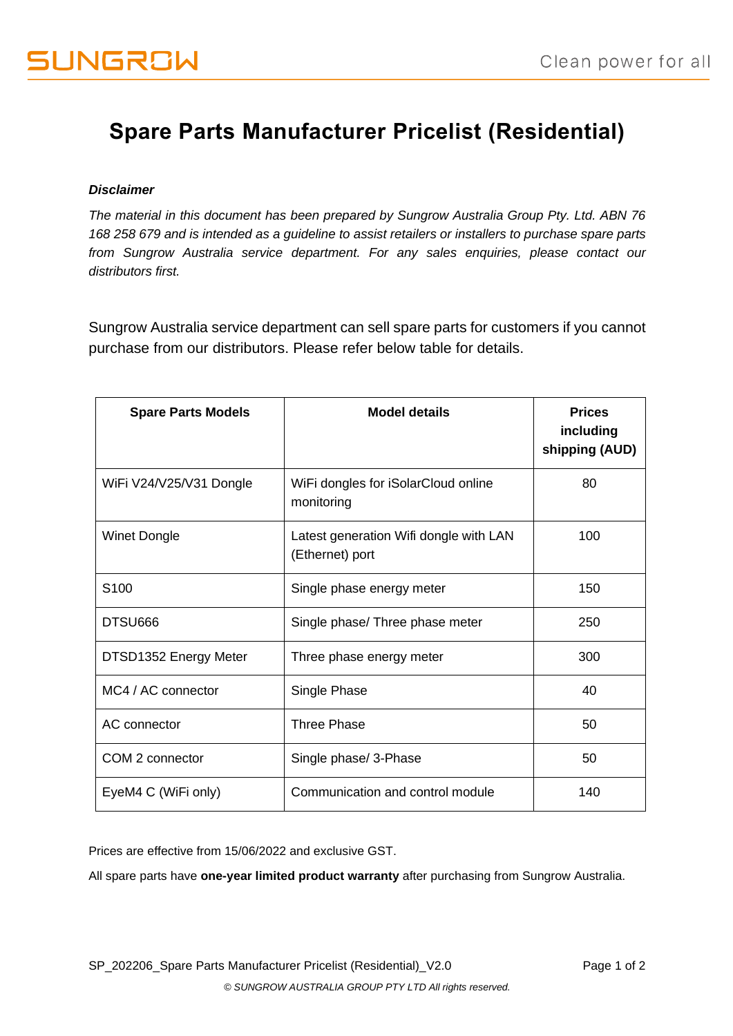# Spare Parts Manufacturer Pricelist (Residential)

***Disclaimer***

*The material in this document has been prepared by Sungrow Australia Group Pty. Ltd. ABN 76 168 258 679 and is intended as a guideline to assist retailers or installers to purchase spare parts from Sungrow Australia service department. For any sales enquiries, please contact our distributors first.*

Sungrow Australia service department can sell spare parts for customers if you cannot purchase from our distributors. Please refer below table for details.

| Spare Parts Models | Model details | Prices including shipping (AUD) |
|---|---|---|
| WiFi V24/V25/V31 Dongle | WiFi dongles for iSolarCloud online monitoring | 80 |
| Winet Dongle | Latest generation Wifi dongle with LAN (Ethernet) port | 100 |
| S100 | Single phase energy meter | 150 |
| DTSU666 | Single phase/ Three phase meter | 250 |
| DTSD1352 Energy Meter | Three phase energy meter | 300 |
| MC4 / AC connector | Single Phase | 40 |
| AC connector | Three Phase | 50 |
| COM 2 connector | Single phase/ 3-Phase | 50 |
| EyeM4 C (WiFi only) | Communication and control module | 140 |

Prices are effective from 15/06/2022 and exclusive GST.

All spare parts have **one-year limited product warranty** after purchasing from Sungrow Australia.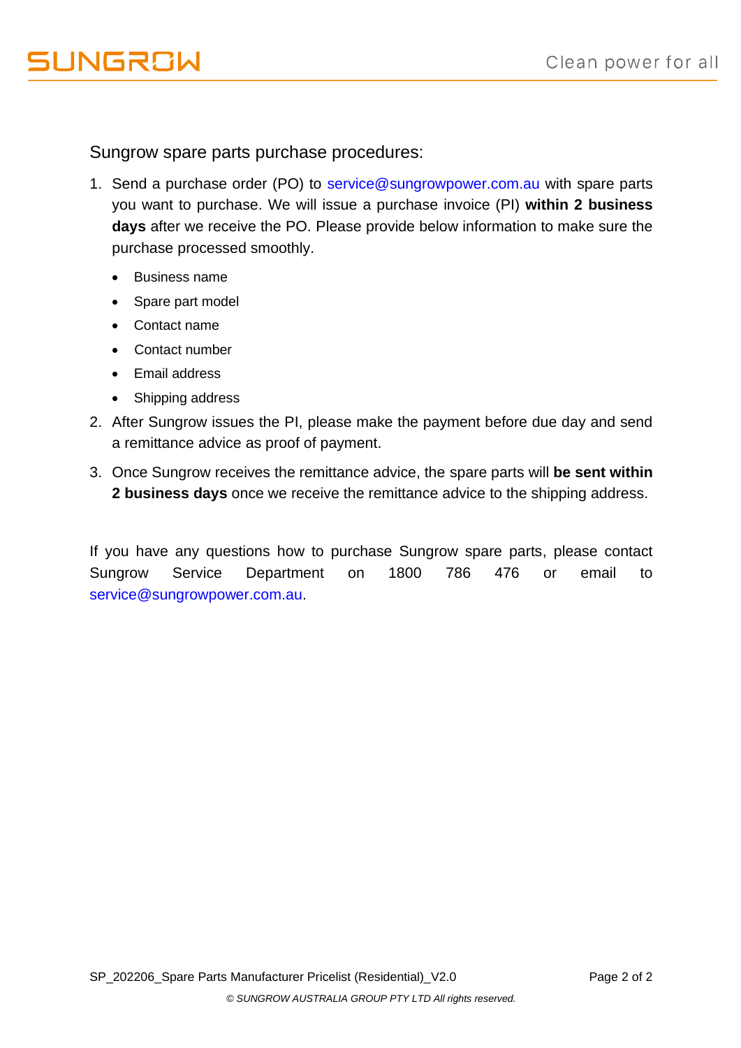Sungrow spare parts purchase procedures:

1. Send a purchase order (PO) to service@sungrowpower.com.au with spare parts you want to purchase. We will issue a purchase invoice (PI) **within 2 business days** after we receive the PO. Please provide below information to make sure the purchase processed smoothly.
   - Business name
   - Spare part model
   - Contact name
   - Contact number
   - Email address
   - Shipping address
2. After Sungrow issues the PI, please make the payment before due day and send a remittance advice as proof of payment.
3. Once Sungrow receives the remittance advice, the spare parts will **be sent within 2 business days** once we receive the remittance advice to the shipping address.

If you have any questions how to purchase Sungrow spare parts, please contact Sungrow Service Department on 1800 786 476 or email to service@sungrowpower.com.au.